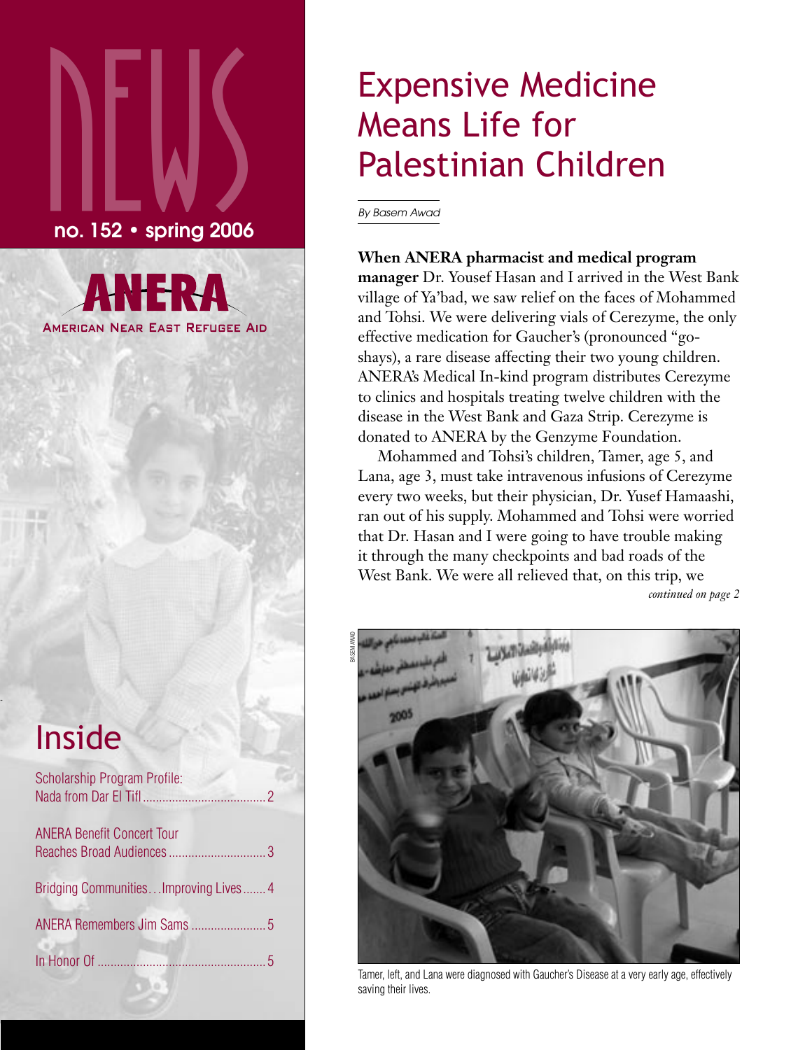NEWS

**no. 152 • spring 2006**

**ANERA**

AMERICAN NEAR EAST REFUGEE AID

## Inside

Scholarship Program Profile: Nada from Dar El Tifl ........ 2

ANERA Benefit Concert Tour Reaches Broad Audiences ........ 3

Bridging Communities…Improving Lives ........ 4

ANERA Remembers Jim Sams ........ 5

In Honor Of ........ 5

# Expensive Medicine Means Life for Palestinian Children

*By Basem Awad*

**When ANERA pharmacist and medical program manager** Dr. Yousef Hasan and I arrived in the West Bank village of Ya'bad, we saw relief on the faces of Mohammed and Tohsi. We were delivering vials of Cerezyme, the only effective medication for Gaucher's (pronounced "go-shays), a rare disease affecting their two young children. ANERA's Medical In-kind program distributes Cerezyme to clinics and hospitals treating twelve children with the disease in the West Bank and Gaza Strip. Cerezyme is donated to ANERA by the Genzyme Foundation.

Mohammed and Tohsi's children, Tamer, age 5, and Lana, age 3, must take intravenous infusions of Cerezyme every two weeks, but their physician, Dr. Yusef Hamaashi, ran out of his supply. Mohammed and Tohsi were worried that Dr. Hasan and I were going to have trouble making it through the many checkpoints and bad roads of the West Bank. We were all relieved that, on this trip, we

*continued on page 2*

BASEM AWAD

Tamer, left, and Lana were diagnosed with Gaucher's Disease at a very early age, effectively saving their lives.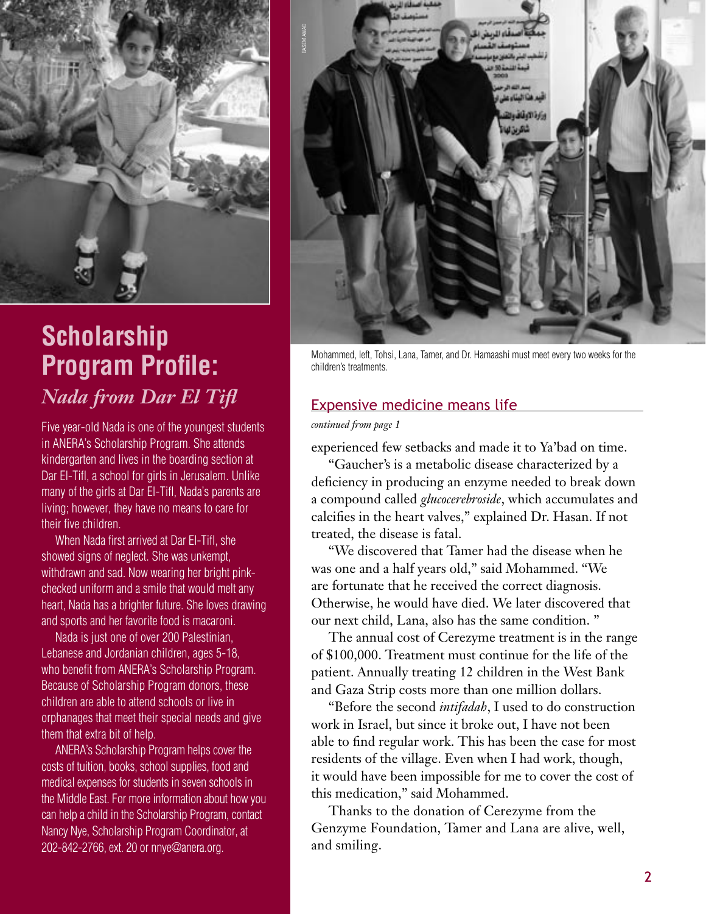## Scholarship Program Profile:
### *Nada from Dar El Tifl*

Five year-old Nada is one of the youngest students in ANERA's Scholarship Program. She attends kindergarten and lives in the boarding section at Dar El-Tifl, a school for girls in Jerusalem. Unlike many of the girls at Dar El-Tifl, Nada's parents are living; however, they have no means to care for their five children.

When Nada first arrived at Dar El-Tifl, she showed signs of neglect. She was unkempt, withdrawn and sad. Now wearing her bright pink-checked uniform and a smile that would melt any heart, Nada has a brighter future. She loves drawing and sports and her favorite food is macaroni.

Nada is just one of over 200 Palestinian, Lebanese and Jordanian children, ages 5-18, who benefit from ANERA's Scholarship Program. Because of Scholarship Program donors, these children are able to attend schools or live in orphanages that meet their special needs and give them that extra bit of help.

ANERA's Scholarship Program helps cover the costs of tuition, books, school supplies, food and medical expenses for students in seven schools in the Middle East. For more information about how you can help a child in the Scholarship Program, contact Nancy Nye, Scholarship Program Coordinator, at 202-842-2766, ext. 20 or nnye@anera.org.

Mohammed, left, Tohsi, Lana, Tamer, and Dr. Hamaashi must meet every two weeks for the children's treatments.

## Expensive medicine means life

*continued from page 1*

experienced few setbacks and made it to Ya'bad on time.

"Gaucher's is a metabolic disease characterized by a deficiency in producing an enzyme needed to break down a compound called *glucocerebroside*, which accumulates and calcifies in the heart valves," explained Dr. Hasan. If not treated, the disease is fatal.

"We discovered that Tamer had the disease when he was one and a half years old," said Mohammed. "We are fortunate that he received the correct diagnosis. Otherwise, he would have died. We later discovered that our next child, Lana, also has the same condition. "

The annual cost of Cerezyme treatment is in the range of $100,000. Treatment must continue for the life of the patient. Annually treating 12 children in the West Bank and Gaza Strip costs more than one million dollars.

"Before the second *intifadah*, I used to do construction work in Israel, but since it broke out, I have not been able to find regular work. This has been the case for most residents of the village. Even when I had work, though, it would have been impossible for me to cover the cost of this medication," said Mohammed.

Thanks to the donation of Cerezyme from the Genzyme Foundation, Tamer and Lana are alive, well, and smiling.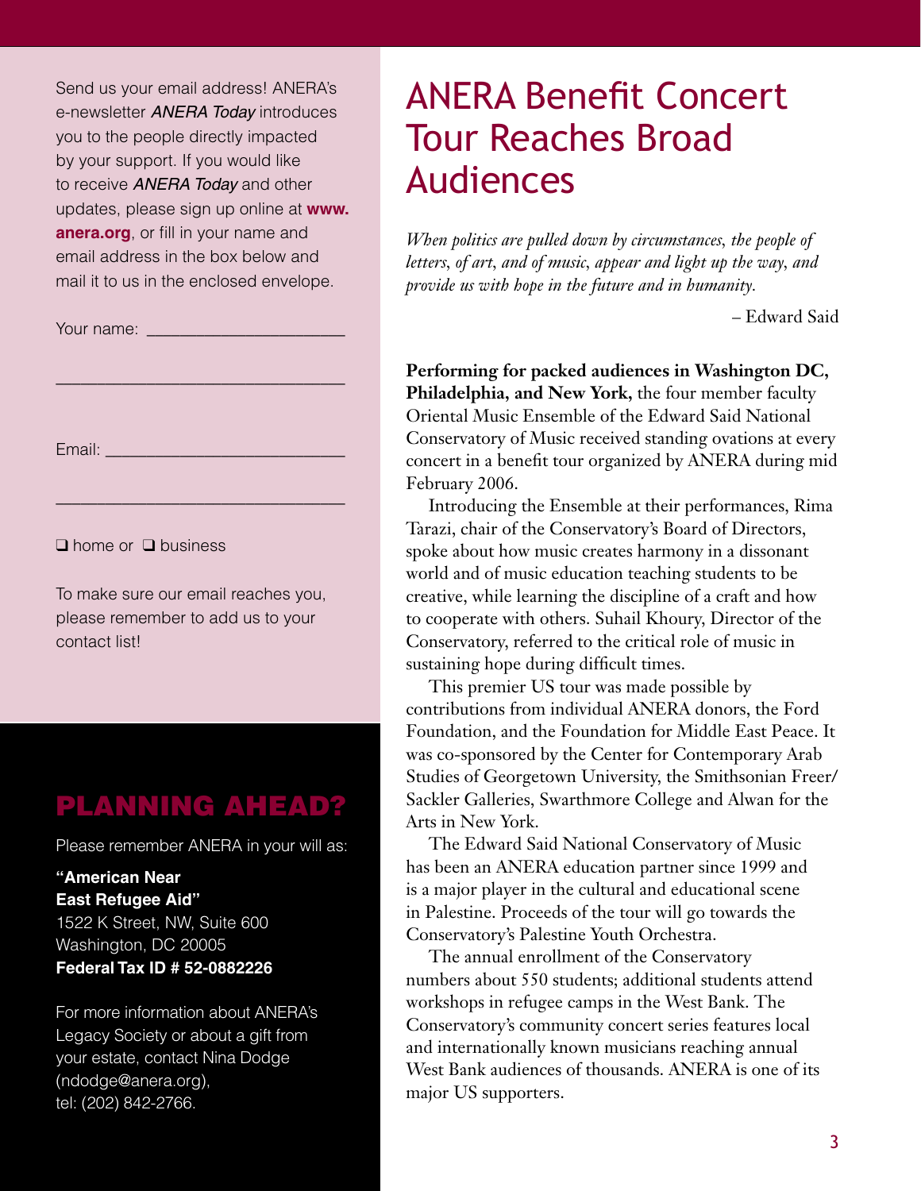Send us your email address! ANERA's e-newsletter *ANERA Today* introduces you to the people directly impacted by your support. If you would like to receive *ANERA Today* and other updates, please sign up online at **www.anera.org**, or fill in your name and email address in the box below and mail it to us in the enclosed envelope.

Your name: ______________________

________________________________

Email: ___________________________

________________________________

❑ home or ❑ business

To make sure our email reaches you, please remember to add us to your contact list!

## PLANNING AHEAD?

Please remember ANERA in your will as:

**"American Near East Refugee Aid"**
1522 K Street, NW, Suite 600
Washington, DC 20005
**Federal Tax ID # 52-0882226**

For more information about ANERA's Legacy Society or about a gift from your estate, contact Nina Dodge (ndodge@anera.org), tel: (202) 842-2766.

# ANERA Benefit Concert Tour Reaches Broad Audiences

*When politics are pulled down by circumstances, the people of letters, of art, and of music, appear and light up the way, and provide us with hope in the future and in humanity.*

– Edward Said

**Performing for packed audiences in Washington DC, Philadelphia, and New York,** the four member faculty Oriental Music Ensemble of the Edward Said National Conservatory of Music received standing ovations at every concert in a benefit tour organized by ANERA during mid February 2006.

Introducing the Ensemble at their performances, Rima Tarazi, chair of the Conservatory's Board of Directors, spoke about how music creates harmony in a dissonant world and of music education teaching students to be creative, while learning the discipline of a craft and how to cooperate with others. Suhail Khoury, Director of the Conservatory, referred to the critical role of music in sustaining hope during difficult times.

This premier US tour was made possible by contributions from individual ANERA donors, the Ford Foundation, and the Foundation for Middle East Peace. It was co-sponsored by the Center for Contemporary Arab Studies of Georgetown University, the Smithsonian Freer/Sackler Galleries, Swarthmore College and Alwan for the Arts in New York.

The Edward Said National Conservatory of Music has been an ANERA education partner since 1999 and is a major player in the cultural and educational scene in Palestine. Proceeds of the tour will go towards the Conservatory's Palestine Youth Orchestra.

The annual enrollment of the Conservatory numbers about 550 students; additional students attend workshops in refugee camps in the West Bank. The Conservatory's community concert series features local and internationally known musicians reaching annual West Bank audiences of thousands. ANERA is one of its major US supporters.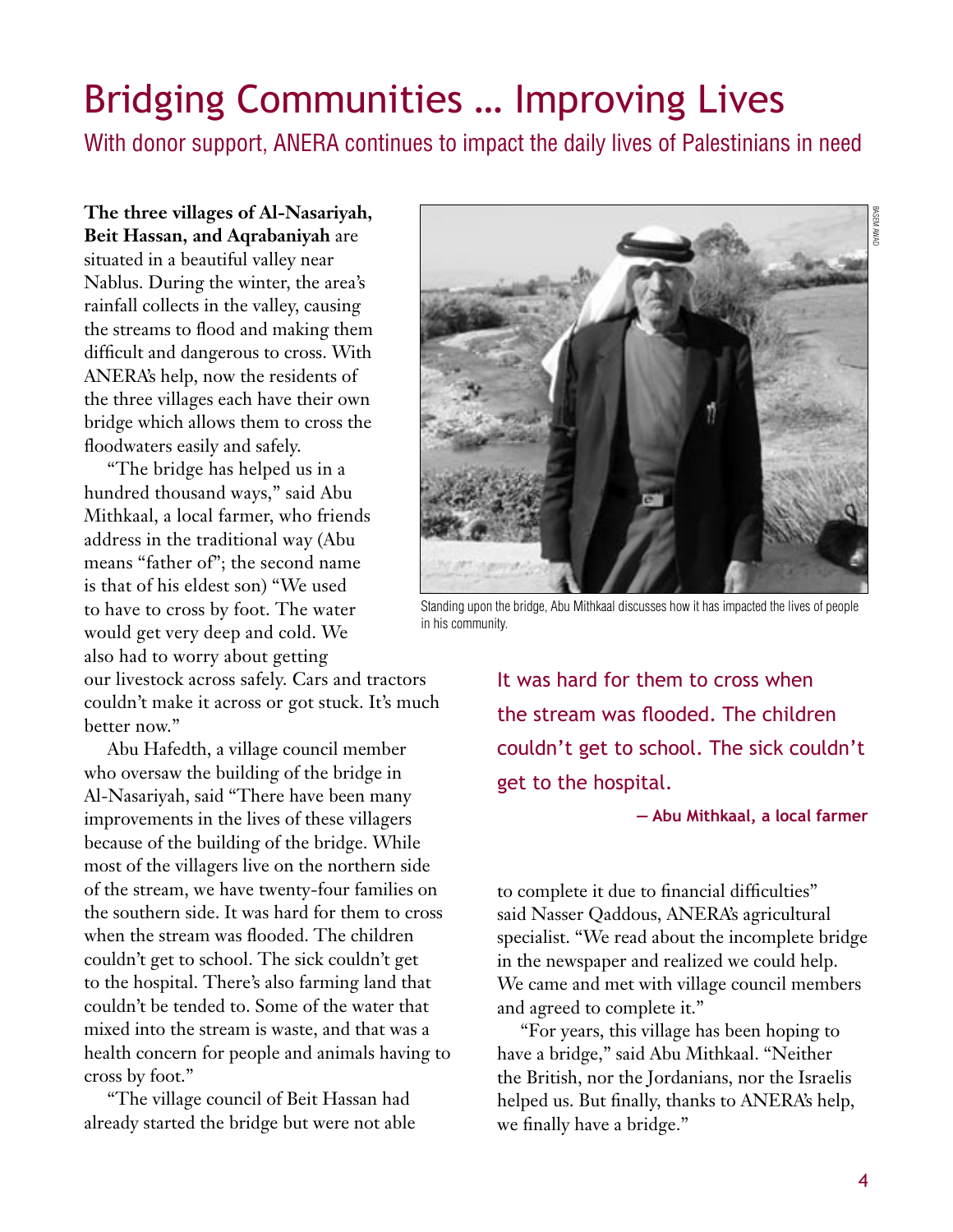# Bridging Communities … Improving Lives

## With donor support, ANERA continues to impact the daily lives of Palestinians in need

**The three villages of Al-Nasariyah, Beit Hassan, and Aqrabaniyah** are situated in a beautiful valley near Nablus. During the winter, the area's rainfall collects in the valley, causing the streams to flood and making them difficult and dangerous to cross. With ANERA's help, now the residents of the three villages each have their own bridge which allows them to cross the floodwaters easily and safely.

"The bridge has helped us in a hundred thousand ways," said Abu Mithkaal, a local farmer, who friends address in the traditional way (Abu means "father of"; the second name is that of his eldest son) "We used to have to cross by foot. The water would get very deep and cold. We also had to worry about getting our livestock across safely. Cars and tractors couldn't make it across or got stuck. It's much better now."

Standing upon the bridge, Abu Mithkaal discusses how it has impacted the lives of people in his community.

Abu Hafedth, a village council member who oversaw the building of the bridge in Al-Nasariyah, said "There have been many improvements in the lives of these villagers because of the building of the bridge. While most of the villagers live on the northern side of the stream, we have twenty-four families on the southern side. It was hard for them to cross when the stream was flooded. The children couldn't get to school. The sick couldn't get to the hospital. There's also farming land that couldn't be tended to. Some of the water that mixed into the stream is waste, and that was a health concern for people and animals having to cross by foot."

> It was hard for them to cross when the stream was flooded. The children couldn't get to school. The sick couldn't get to the hospital.
>
> **— Abu Mithkaal, a local farmer**

"The village council of Beit Hassan had already started the bridge but were not able to complete it due to financial difficulties" said Nasser Qaddous, ANERA's agricultural specialist. "We read about the incomplete bridge in the newspaper and realized we could help. We came and met with village council members and agreed to complete it."

"For years, this village has been hoping to have a bridge," said Abu Mithkaal. "Neither the British, nor the Jordanians, nor the Israelis helped us. But finally, thanks to ANERA's help, we finally have a bridge."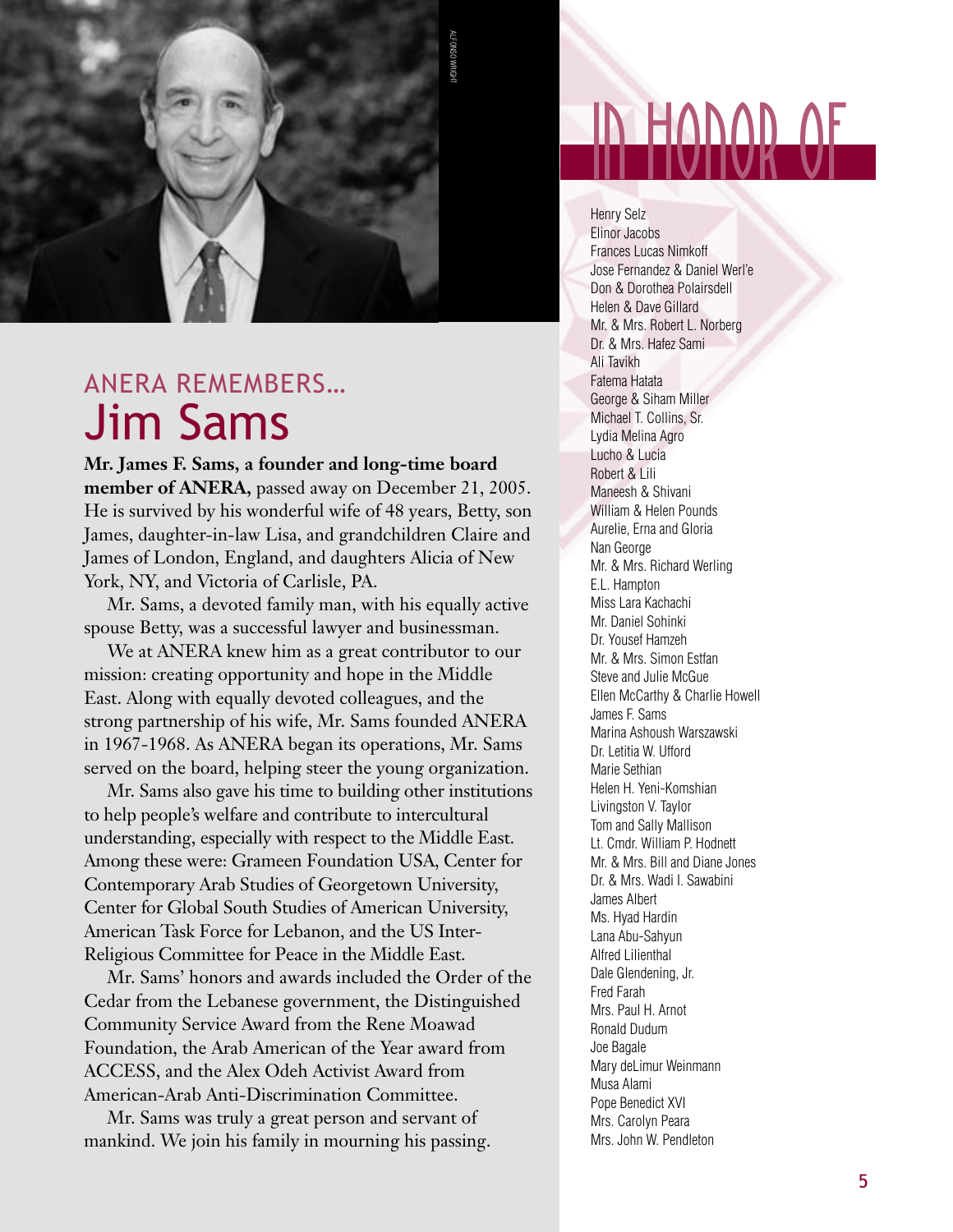## ANERA REMEMBERS...

# Jim Sams

**Mr. James F. Sams, a founder and long-time board member of ANERA,** passed away on December 21, 2005. He is survived by his wonderful wife of 48 years, Betty, son James, daughter-in-law Lisa, and grandchildren Claire and James of London, England, and daughters Alicia of New York, NY, and Victoria of Carlisle, PA.

Mr. Sams, a devoted family man, with his equally active spouse Betty, was a successful lawyer and businessman.

We at ANERA knew him as a great contributor to our mission: creating opportunity and hope in the Middle East. Along with equally devoted colleagues, and the strong partnership of his wife, Mr. Sams founded ANERA in 1967-1968. As ANERA began its operations, Mr. Sams served on the board, helping steer the young organization.

Mr. Sams also gave his time to building other institutions to help people's welfare and contribute to intercultural understanding, especially with respect to the Middle East. Among these were: Grameen Foundation USA, Center for Contemporary Arab Studies of Georgetown University, Center for Global South Studies of American University, American Task Force for Lebanon, and the US Inter-Religious Committee for Peace in the Middle East.

Mr. Sams' honors and awards included the Order of the Cedar from the Lebanese government, the Distinguished Community Service Award from the Rene Moawad Foundation, the Arab American of the Year award from ACCESS, and the Alex Odeh Activist Award from American-Arab Anti-Discrimination Committee.

Mr. Sams was truly a great person and servant of mankind. We join his family in mourning his passing.

# IN HONOR OF

Henry Selz
Elinor Jacobs
Frances Lucas Nimkoff
Jose Fernandez & Daniel Werl'e
Don & Dorothea Polairsdell
Helen & Dave Gillard
Mr. & Mrs. Robert L. Norberg
Dr. & Mrs. Hafez Sami
Ali Tavikh
Fatema Hatata
George & Siham Miller
Michael T. Collins, Sr.
Lydia Melina Agro
Lucho & Lucia
Robert & Lili
Maneesh & Shivani
William & Helen Pounds
Aurelie, Erna and Gloria
Nan George
Mr. & Mrs. Richard Werling
E.L. Hampton
Miss Lara Kachachi
Mr. Daniel Sohinki
Dr. Yousef Hamzeh
Mr. & Mrs. Simon Estfan
Steve and Julie McGue
Ellen McCarthy & Charlie Howell
James F. Sams
Marina Ashoush Warszawski
Dr. Letitia W. Ufford
Marie Sethian
Helen H. Yeni-Komshian
Livingston V. Taylor
Tom and Sally Mallison
Lt. Cmdr. William P. Hodnett
Mr. & Mrs. Bill and Diane Jones
Dr. & Mrs. Wadi I. Sawabini
James Albert
Ms. Hyad Hardin
Lana Abu-Sahyun
Alfred Lilienthal
Dale Glendening, Jr.
Fred Farah
Mrs. Paul H. Arnot
Ronald Dudum
Joe Bagale
Mary deLimur Weinmann
Musa Alami
Pope Benedict XVI
Mrs. Carolyn Peara
Mrs. John W. Pendleton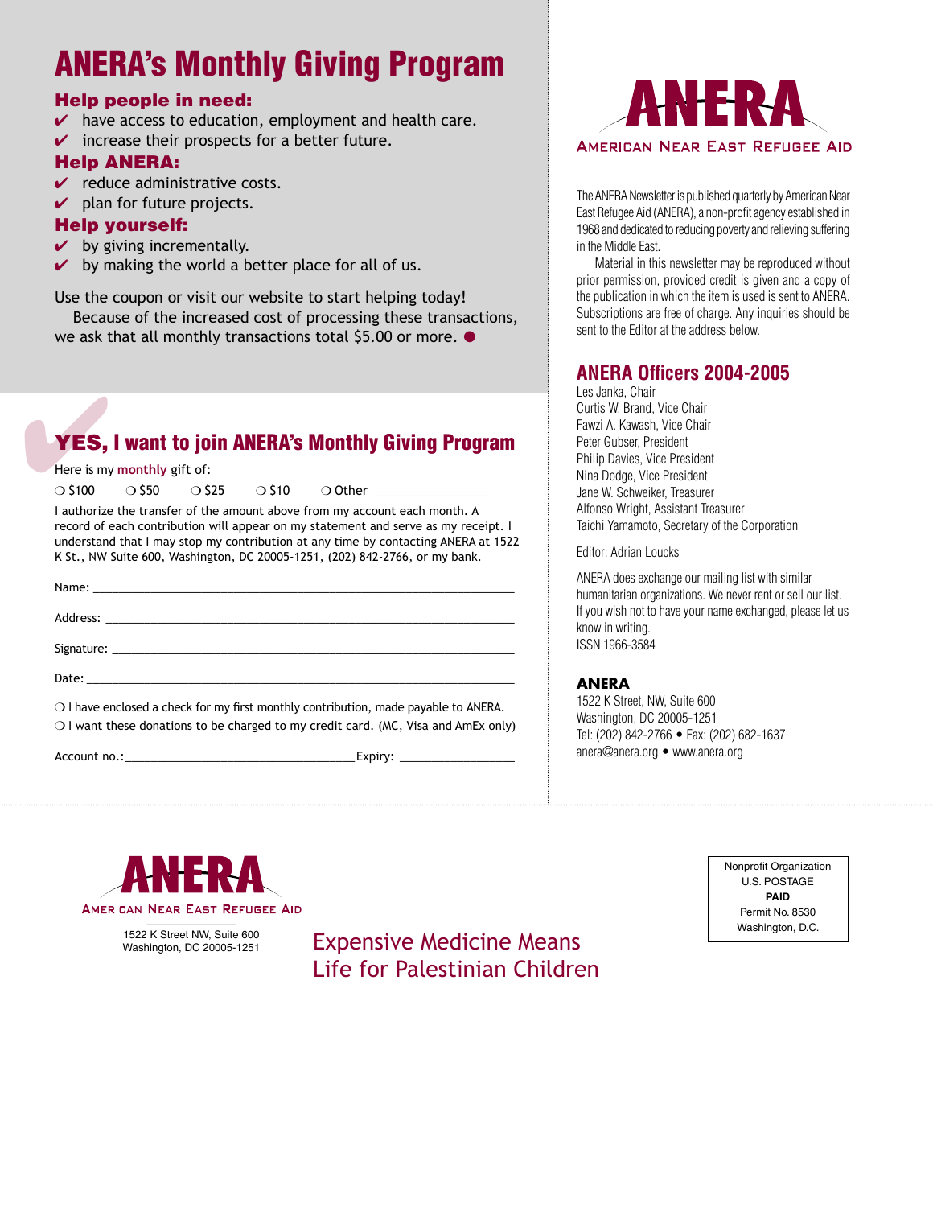# ANERA's Monthly Giving Program

### Help people in need:

- ✔ have access to education, employment and health care.
- ✔ increase their prospects for a better future.

### Help ANERA:

- ✔ reduce administrative costs.
- ✔ plan for future projects.

### Help yourself:

- ✔ by giving incrementally.
- ✔ by making the world a better place for all of us.

Use the coupon or visit our website to start helping today!

Because of the increased cost of processing these transactions, we ask that all monthly transactions total $5.00 or more. ●

## YES, I want to join ANERA's Monthly Giving Program

Here is my **monthly** gift of:

❍ $100 ❍ $50 ❍ $25 ❍ $10 ❍ Other ________________

I authorize the transfer of the amount above from my account each month. A record of each contribution will appear on my statement and serve as my receipt. I understand that I may stop my contribution at any time by contacting ANERA at 1522 K St., NW Suite 600, Washington, DC 20005-1251, (202) 842-2766, or my bank.

Name: ____________________________________________

Address: ____________________________________________

Signature: ____________________________________________

Date: ____________________________________________

❍ I have enclosed a check for my first monthly contribution, made payable to ANERA.

❍ I want these donations to be charged to my credit card. (MC, Visa and AmEx only)

Account no.:________________________________ Expiry: ________________

**ANERA**
**AMERICAN NEAR EAST REFUGEE AID**

The ANERA Newsletter is published quarterly by American Near East Refugee Aid (ANERA), a non-profit agency established in 1968 and dedicated to reducing poverty and relieving suffering in the Middle East.

Material in this newsletter may be reproduced without prior permission, provided credit is given and a copy of the publication in which the item is used is sent to ANERA. Subscriptions are free of charge. Any inquiries should be sent to the Editor at the address below.

## ANERA Officers 2004-2005

Les Janka, Chair
Curtis W. Brand, Vice Chair
Fawzi A. Kawash, Vice Chair
Peter Gubser, President
Philip Davies, Vice President
Nina Dodge, Vice President
Jane W. Schweiker, Treasurer
Alfonso Wright, Assistant Treasurer
Taichi Yamamoto, Secretary of the Corporation

Editor: Adrian Loucks

ANERA does exchange our mailing list with similar humanitarian organizations. We never rent or sell our list. If you wish not to have your name exchanged, please let us know in writing.
ISSN 1966-3584

### ANERA

1522 K Street, NW, Suite 600
Washington, DC 20005-1251
Tel: (202) 842-2766 • Fax: (202) 682-1637
anera@anera.org • www.anera.org

**ANERA**
**AMERICAN NEAR EAST REFUGEE AID**

1522 K Street NW, Suite 600
Washington, DC 20005-1251

Expensive Medicine Means Life for Palestinian Children

Nonprofit Organization
U.S. POSTAGE
**PAID**
Permit No. 8530
Washington, D.C.